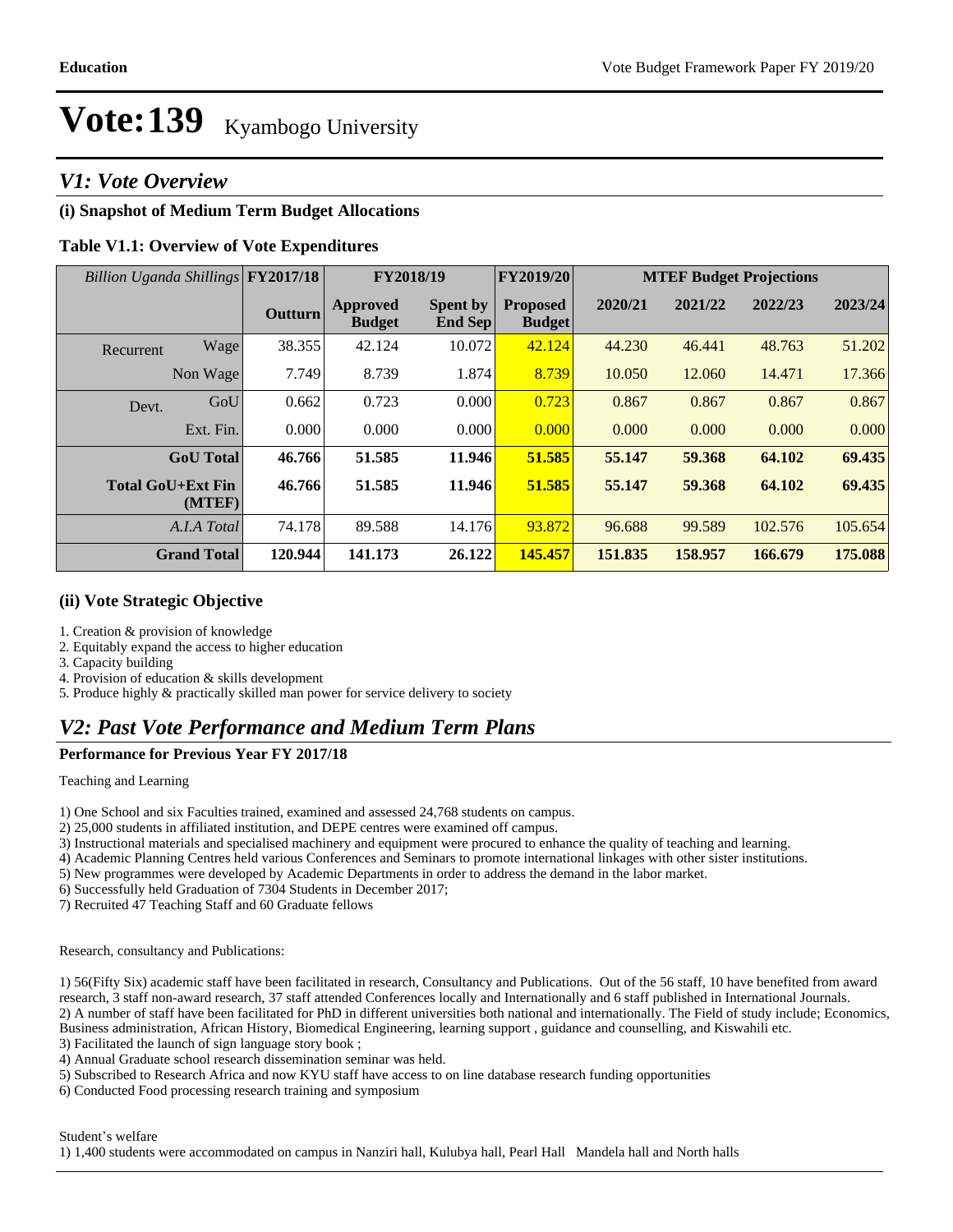# Vote:139 Kyambogo University

## V1: Vote Overview

### (i) Snapshot of Medium Term Budget Allocations

**Table V1.1: Overview of Vote Expenditures**

| *Billion Uganda Shillings* | | FY2017/18 | FY2018/19 | | FY2019/20 | MTEF Budget Projections | | | |
|---|---|---|---|---|---|---|---|---|---|
| | | **Outturn** | **Approved Budget** | **Spent by End Sep** | **Proposed Budget** | **2020/21** | **2021/22** | **2022/23** | **2023/24** |
| Recurrent | Wage | 38.355 | 42.124 | 10.072 | 42.124 | 44.230 | 46.441 | 48.763 | 51.202 |
| | Non Wage | 7.749 | 8.739 | 1.874 | 8.739 | 10.050 | 12.060 | 14.471 | 17.366 |
| Devt. | GoU | 0.662 | 0.723 | 0.000 | 0.723 | 0.867 | 0.867 | 0.867 | 0.867 |
| | Ext. Fin. | 0.000 | 0.000 | 0.000 | 0.000 | 0.000 | 0.000 | 0.000 | 0.000 |
| | **GoU Total** | **46.766** | **51.585** | **11.946** | **51.585** | **55.147** | **59.368** | **64.102** | **69.435** |
| | **Total GoU+Ext Fin (MTEF)** | **46.766** | **51.585** | **11.946** | **51.585** | **55.147** | **59.368** | **64.102** | **69.435** |
| | *A.I.A Total* | 74.178 | 89.588 | 14.176 | 93.872 | 96.688 | 99.589 | 102.576 | 105.654 |
| | **Grand Total** | **120.944** | **141.173** | **26.122** | **145.457** | **151.835** | **158.957** | **166.679** | **175.088** |

### (ii) Vote Strategic Objective

1. Creation & provision of knowledge
2. Equitably expand the access to higher education
3. Capacity building
4. Provision of education & skills development
5. Produce highly & practically skilled man power for service delivery to society

## V2: Past Vote Performance and Medium Term Plans

**Performance for Previous Year FY 2017/18**

Teaching and Learning

1) One School and six Faculties trained, examined and assessed 24,768 students on campus.
2) 25,000 students in affiliated institution, and DEPE centres were examined off campus.
3) Instructional materials and specialised machinery and equipment were procured to enhance the quality of teaching and learning.
4) Academic Planning Centres held various Conferences and Seminars to promote international linkages with other sister institutions.
5) New programmes were developed by Academic Departments in order to address the demand in the labor market.
6) Successfully held Graduation of 7304 Students in December 2017;
7) Recruited 47 Teaching Staff and 60 Graduate fellows

Research, consultancy and Publications:

1) 56(Fifty Six) academic staff have been facilitated in research, Consultancy and Publications. Out of the 56 staff, 10 have benefited from award research, 3 staff non-award research, 37 staff attended Conferences locally and Internationally and 6 staff published in International Journals.
2) A number of staff have been facilitated for PhD in different universities both national and internationally. The Field of study include; Economics, Business administration, African History, Biomedical Engineering, learning support , guidance and counselling, and Kiswahili etc.
3) Facilitated the launch of sign language story book ;
4) Annual Graduate school research dissemination seminar was held.
5) Subscribed to Research Africa and now KYU staff have access to on line database research funding opportunities
6) Conducted Food processing research training and symposium

Student's welfare
1) 1,400 students were accommodated on campus in Nanziri hall, Kulubya hall, Pearl Hall Mandela hall and North halls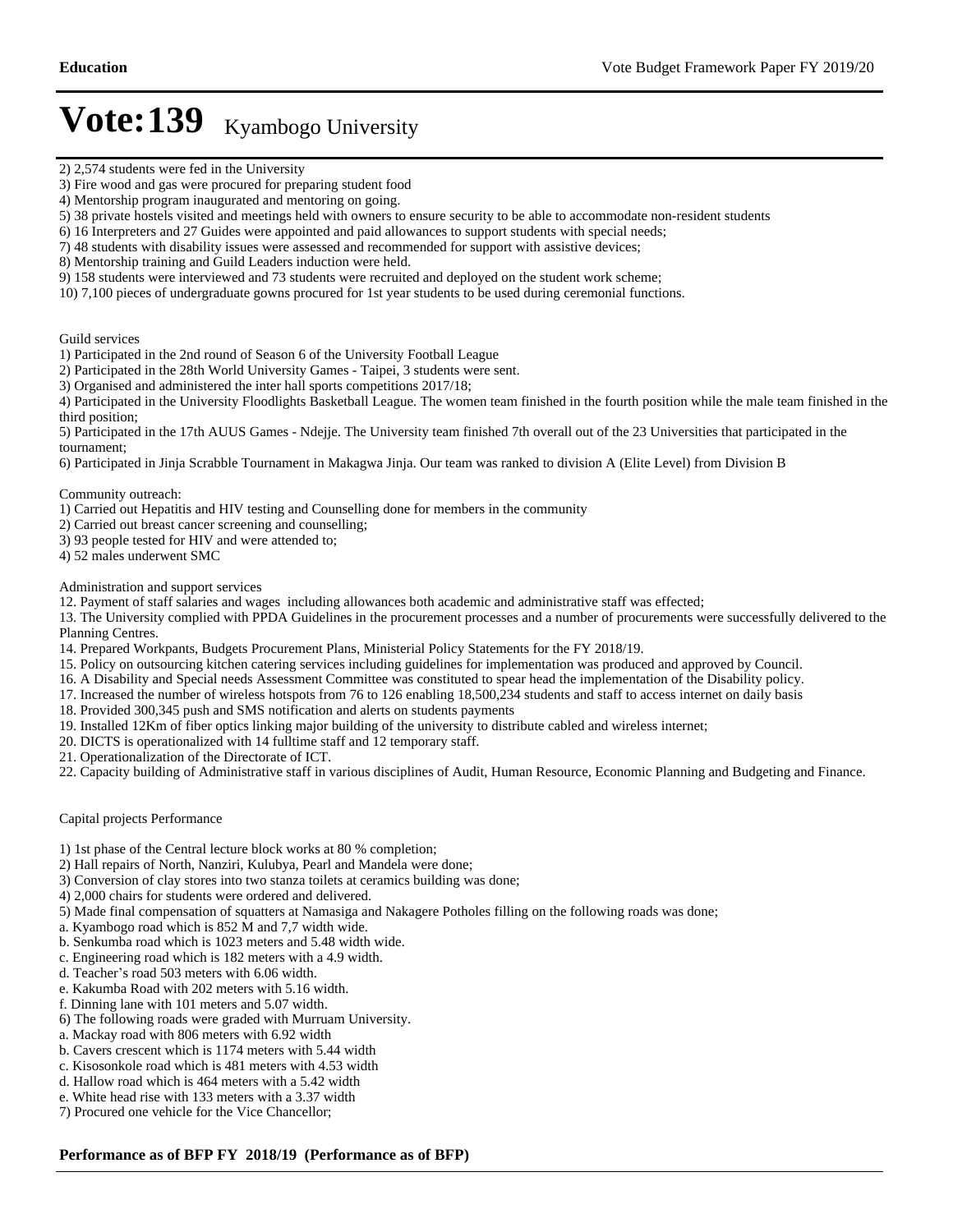# Vote:139 Kyambogo University

2) 2,574 students were fed in the University
3) Fire wood and gas were procured for preparing student food
4) Mentorship program inaugurated and mentoring on going.
5) 38 private hostels visited and meetings held with owners to ensure security to be able to accommodate non-resident students
6) 16 Interpreters and 27 Guides were appointed and paid allowances to support students with special needs;
7) 48 students with disability issues were assessed and recommended for support with assistive devices;
8) Mentorship training and Guild Leaders induction were held.
9) 158 students were interviewed and 73 students were recruited and deployed on the student work scheme;
10) 7,100 pieces of undergraduate gowns procured for 1st year students to be used during ceremonial functions.

Guild services
1) Participated in the 2nd round of Season 6 of the University Football League
2) Participated in the 28th World University Games - Taipei, 3 students were sent.
3) Organised and administered the inter hall sports competitions 2017/18;
4) Participated in the University Floodlights Basketball League. The women team finished in the fourth position while the male team finished in the third position;
5) Participated in the 17th AUUS Games - Ndejje. The University team finished 7th overall out of the 23 Universities that participated in the tournament;
6) Participated in Jinja Scrabble Tournament in Makagwa Jinja. Our team was ranked to division A (Elite Level) from Division B

Community outreach:
1) Carried out Hepatitis and HIV testing and Counselling done for members in the community
2) Carried out breast cancer screening and counselling;
3) 93 people tested for HIV and were attended to;
4) 52 males underwent SMC

Administration and support services
12. Payment of staff salaries and wages including allowances both academic and administrative staff was effected;
13. The University complied with PPDA Guidelines in the procurement processes and a number of procurements were successfully delivered to the Planning Centres.
14. Prepared Workpants, Budgets Procurement Plans, Ministerial Policy Statements for the FY 2018/19.
15. Policy on outsourcing kitchen catering services including guidelines for implementation was produced and approved by Council.
16. A Disability and Special needs Assessment Committee was constituted to spear head the implementation of the Disability policy.
17. Increased the number of wireless hotspots from 76 to 126 enabling 18,500,234 students and staff to access internet on daily basis
18. Provided 300,345 push and SMS notification and alerts on students payments
19. Installed 12Km of fiber optics linking major building of the university to distribute cabled and wireless internet;
20. DICTS is operationalized with 14 fulltime staff and 12 temporary staff.
21. Operationalization of the Directorate of ICT.
22. Capacity building of Administrative staff in various disciplines of Audit, Human Resource, Economic Planning and Budgeting and Finance.

Capital projects Performance

1) 1st phase of the Central lecture block works at 80 % completion;
2) Hall repairs of North, Nanziri, Kulubya, Pearl and Mandela were done;
3) Conversion of clay stores into two stanza toilets at ceramics building was done;
4) 2,000 chairs for students were ordered and delivered.
5) Made final compensation of squatters at Namasiga and Nakagere Potholes filling on the following roads was done;
a. Kyambogo road which is 852 M and 7,7 width wide.
b. Senkumba road which is 1023 meters and 5.48 width wide.
c. Engineering road which is 182 meters with a 4.9 width.
d. Teacher's road 503 meters with 6.06 width.
e. Kakumba Road with 202 meters with 5.16 width.
f. Dinning lane with 101 meters and 5.07 width.
6) The following roads were graded with Murruam University.
a. Mackay road with 806 meters with 6.92 width
b. Cavers crescent which is 1174 meters with 5.44 width
c. Kisosonkole road which is 481 meters with 4.53 width
d. Hallow road which is 464 meters with a 5.42 width
e. White head rise with 133 meters with a 3.37 width
7) Procured one vehicle for the Vice Chancellor;

**Performance as of BFP FY 2018/19 (Performance as of BFP)**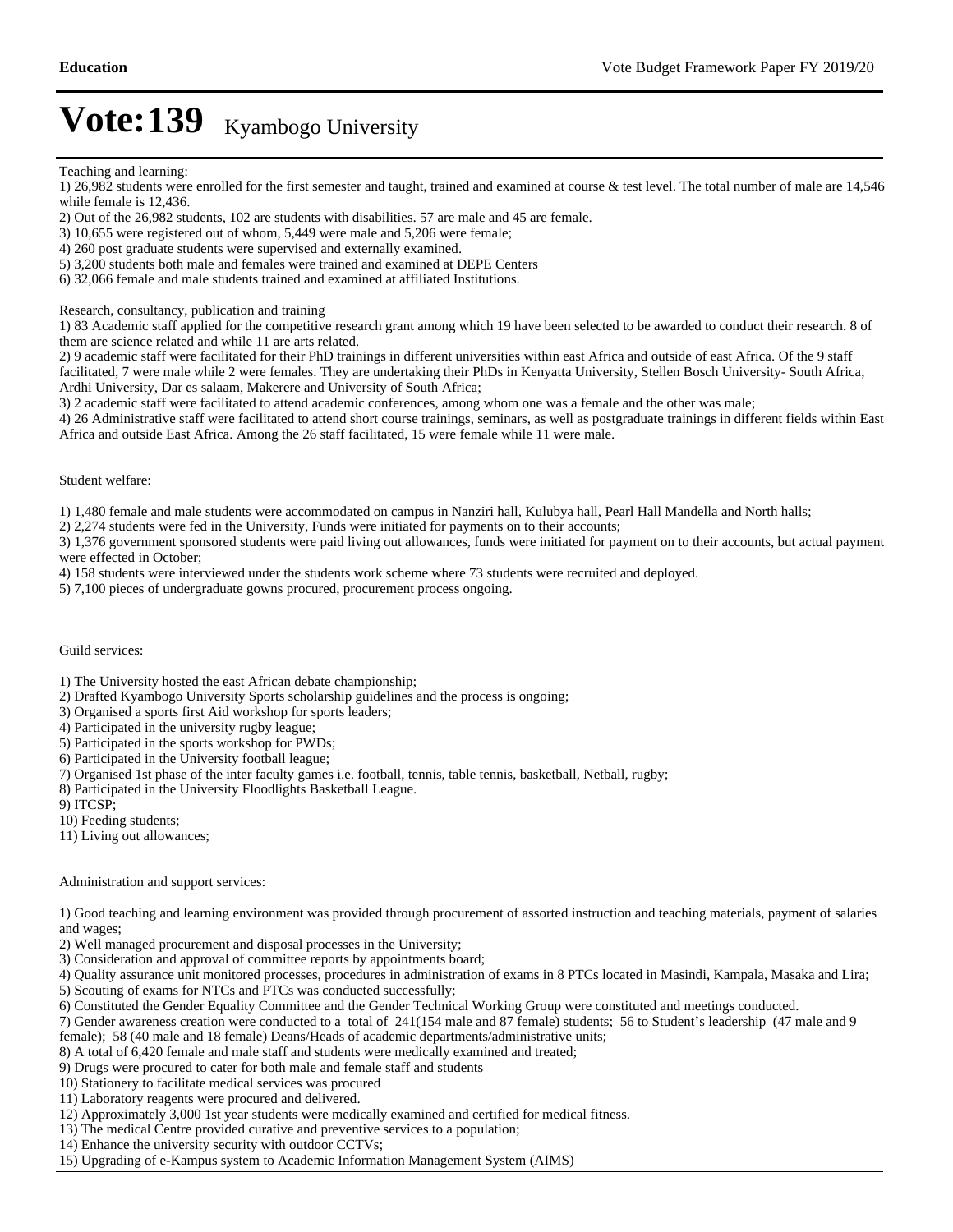# Vote:139 Kyambogo University

Teaching and learning:

1) 26,982 students were enrolled for the first semester and taught, trained and examined at course & test level. The total number of male are 14,546 while female is 12,436.
2) Out of the 26,982 students, 102 are students with disabilities. 57 are male and 45 are female.
3) 10,655 were registered out of whom, 5,449 were male and 5,206 were female;
4) 260 post graduate students were supervised and externally examined.
5) 3,200 students both male and females were trained and examined at DEPE Centers
6) 32,066 female and male students trained and examined at affiliated Institutions.

Research, consultancy, publication and training

1) 83 Academic staff applied for the competitive research grant among which 19 have been selected to be awarded to conduct their research. 8 of them are science related and while 11 are arts related.
2) 9 academic staff were facilitated for their PhD trainings in different universities within east Africa and outside of east Africa. Of the 9 staff facilitated, 7 were male while 2 were females. They are undertaking their PhDs in Kenyatta University, Stellen Bosch University- South Africa, Ardhi University, Dar es salaam, Makerere and University of South Africa;
3) 2 academic staff were facilitated to attend academic conferences, among whom one was a female and the other was male;
4) 26 Administrative staff were facilitated to attend short course trainings, seminars, as well as postgraduate trainings in different fields within East Africa and outside East Africa. Among the 26 staff facilitated, 15 were female while 11 were male.

Student welfare:

1) 1,480 female and male students were accommodated on campus in Nanziri hall, Kulubya hall, Pearl Hall Mandella and North halls;
2) 2,274 students were fed in the University, Funds were initiated for payments on to their accounts;
3) 1,376 government sponsored students were paid living out allowances, funds were initiated for payment on to their accounts, but actual payment were effected in October;
4) 158 students were interviewed under the students work scheme where 73 students were recruited and deployed.
5) 7,100 pieces of undergraduate gowns procured, procurement process ongoing.

Guild services:

1) The University hosted the east African debate championship;
2) Drafted Kyambogo University Sports scholarship guidelines and the process is ongoing;
3) Organised a sports first Aid workshop for sports leaders;
4) Participated in the university rugby league;
5) Participated in the sports workshop for PWDs;
6) Participated in the University football league;
7) Organised 1st phase of the inter faculty games i.e. football, tennis, table tennis, basketball, Netball, rugby;
8) Participated in the University Floodlights Basketball League.
9) ITCSP;
10) Feeding students;
11) Living out allowances;

Administration and support services:

1) Good teaching and learning environment was provided through procurement of assorted instruction and teaching materials, payment of salaries and wages;
2) Well managed procurement and disposal processes in the University;
3) Consideration and approval of committee reports by appointments board;
4) Quality assurance unit monitored processes, procedures in administration of exams in 8 PTCs located in Masindi, Kampala, Masaka and Lira;
5) Scouting of exams for NTCs and PTCs was conducted successfully;
6) Constituted the Gender Equality Committee and the Gender Technical Working Group were constituted and meetings conducted.
7) Gender awareness creation were conducted to a total of 241(154 male and 87 female) students; 56 to Student's leadership (47 male and 9 female); 58 (40 male and 18 female) Deans/Heads of academic departments/administrative units;
8) A total of 6,420 female and male staff and students were medically examined and treated;
9) Drugs were procured to cater for both male and female staff and students
10) Stationery to facilitate medical services was procured
11) Laboratory reagents were procured and delivered.
12) Approximately 3,000 1st year students were medically examined and certified for medical fitness.
13) The medical Centre provided curative and preventive services to a population;
14) Enhance the university security with outdoor CCTVs;
15) Upgrading of e-Kampus system to Academic Information Management System (AIMS)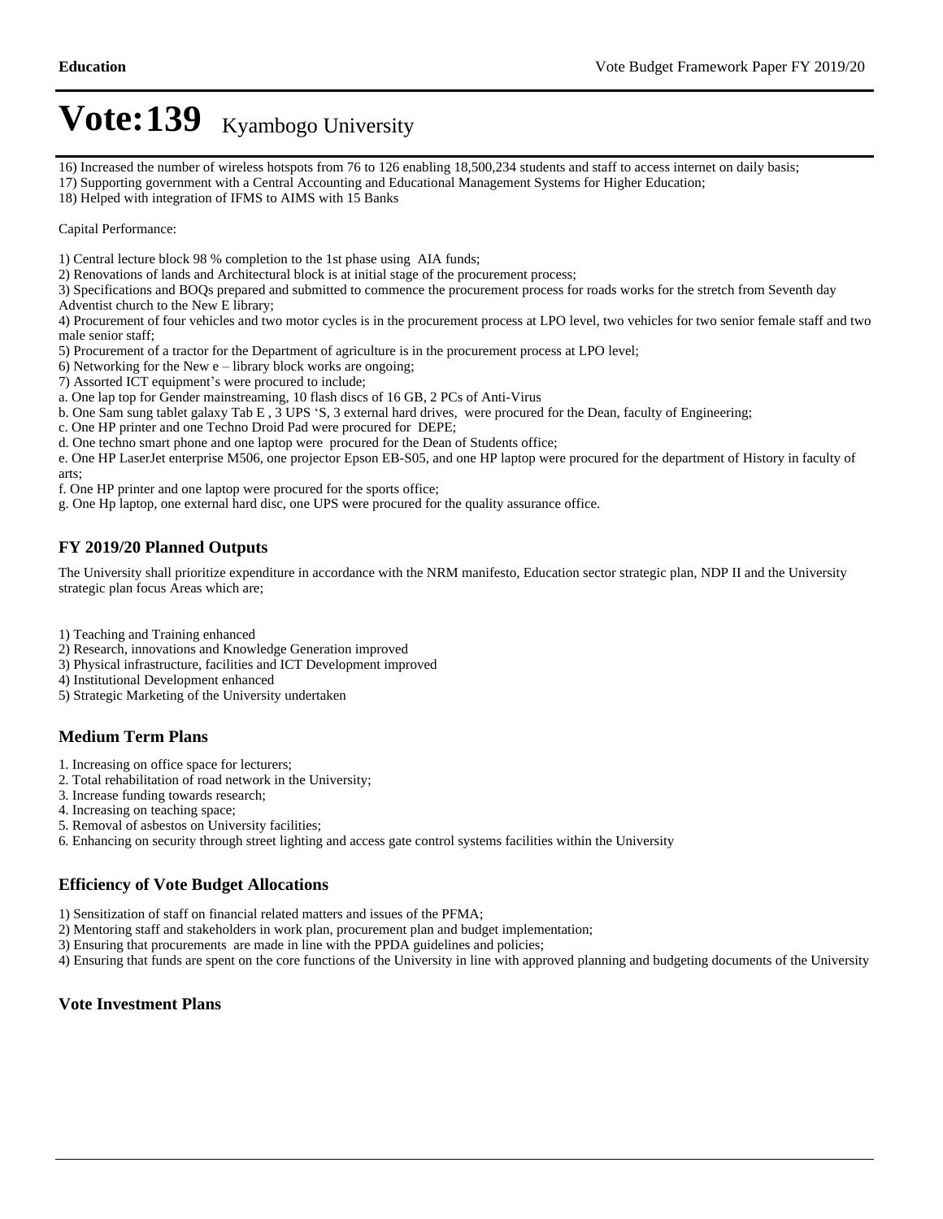16) Increased the number of wireless hotspots from 76 to 126 enabling 18,500,234 students and staff to access internet on daily basis;
17) Supporting government with a Central Accounting and Educational Management Systems for Higher Education;
18) Helped with integration of IFMS to AIMS with 15 Banks

Capital Performance:

1) Central lecture block 98 % completion to the 1st phase using AIA funds;
2) Renovations of lands and Architectural block is at initial stage of the procurement process;
3) Specifications and BOQs prepared and submitted to commence the procurement process for roads works for the stretch from Seventh day Adventist church to the New E library;
4) Procurement of four vehicles and two motor cycles is in the procurement process at LPO level, two vehicles for two senior female staff and two male senior staff;
5) Procurement of a tractor for the Department of agriculture is in the procurement process at LPO level;
6) Networking for the New e – library block works are ongoing;
7) Assorted ICT equipment's were procured to include;
a. One lap top for Gender mainstreaming, 10 flash discs of 16 GB, 2 PCs of Anti-Virus
b. One Sam sung tablet galaxy Tab E , 3 UPS 'S, 3 external hard drives, were procured for the Dean, faculty of Engineering;
c. One HP printer and one Techno Droid Pad were procured for DEPE;
d. One techno smart phone and one laptop were procured for the Dean of Students office;
e. One HP LaserJet enterprise M506, one projector Epson EB-S05, and one HP laptop were procured for the department of History in faculty of arts;
f. One HP printer and one laptop were procured for the sports office;
g. One Hp laptop, one external hard disc, one UPS were procured for the quality assurance office.

## FY 2019/20 Planned Outputs

The University shall prioritize expenditure in accordance with the NRM manifesto, Education sector strategic plan, NDP II and the University strategic plan focus Areas which are;

1) Teaching and Training enhanced
2) Research, innovations and Knowledge Generation improved
3) Physical infrastructure, facilities and ICT Development improved
4) Institutional Development enhanced
5) Strategic Marketing of the University undertaken

## Medium Term Plans

1. Increasing on office space for lecturers;
2. Total rehabilitation of road network in the University;
3. Increase funding towards research;
4. Increasing on teaching space;
5. Removal of asbestos on University facilities;
6. Enhancing on security through street lighting and access gate control systems facilities within the University

## Efficiency of Vote Budget Allocations

1) Sensitization of staff on financial related matters and issues of the PFMA;
2) Mentoring staff and stakeholders in work plan, procurement plan and budget implementation;
3) Ensuring that procurements are made in line with the PPDA guidelines and policies;
4) Ensuring that funds are spent on the core functions of the University in line with approved planning and budgeting documents of the University

## Vote Investment Plans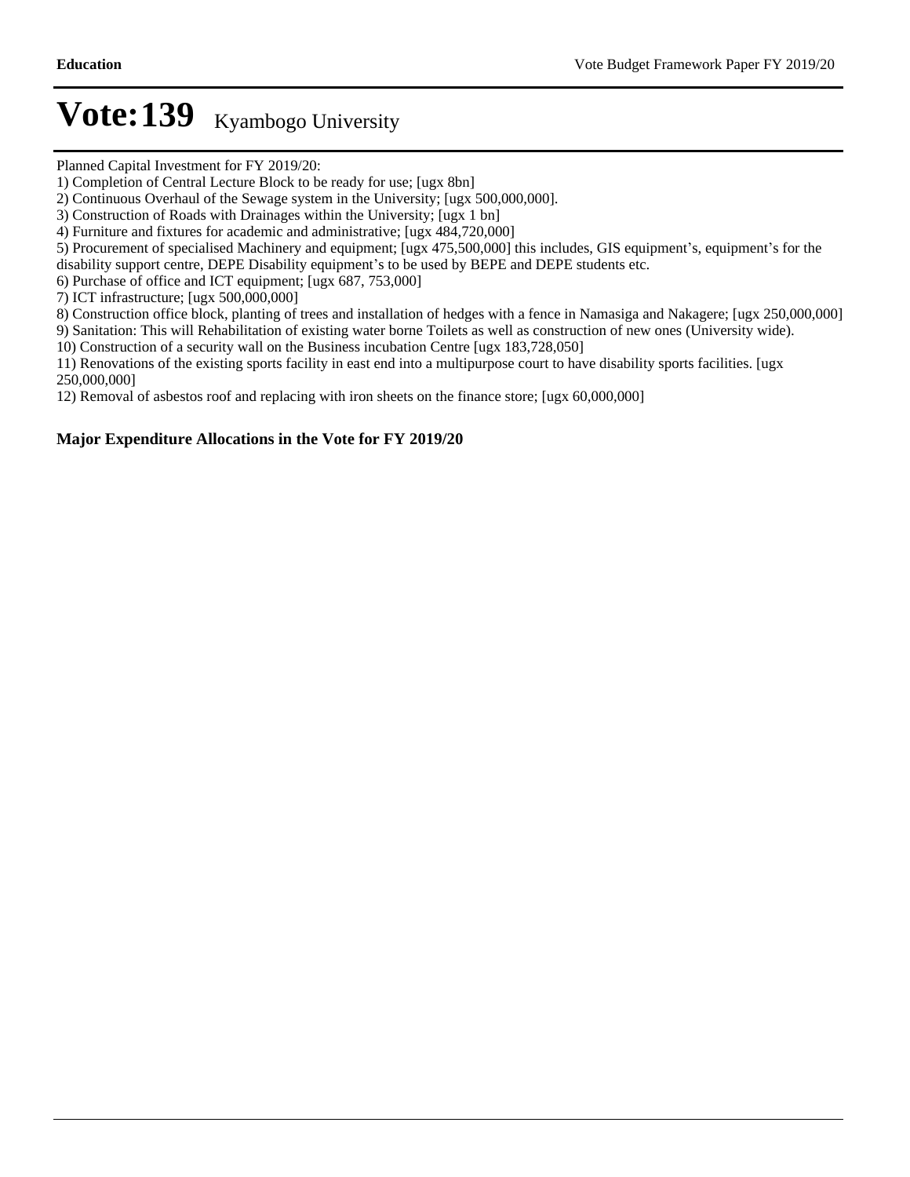# Vote:139 Kyambogo University

Planned Capital Investment for FY 2019/20:

1) Completion of Central Lecture Block to be ready for use; [ugx 8bn]
2) Continuous Overhaul of the Sewage system in the University; [ugx 500,000,000].
3) Construction of Roads with Drainages within the University; [ugx 1 bn]
4) Furniture and fixtures for academic and administrative; [ugx 484,720,000]
5) Procurement of specialised Machinery and equipment; [ugx 475,500,000] this includes, GIS equipment's, equipment's for the disability support centre, DEPE Disability equipment's to be used by BEPE and DEPE students etc.
6) Purchase of office and ICT equipment; [ugx 687, 753,000]
7) ICT infrastructure; [ugx 500,000,000]
8) Construction office block, planting of trees and installation of hedges with a fence in Namasiga and Nakagere; [ugx 250,000,000]
9) Sanitation: This will Rehabilitation of existing water borne Toilets as well as construction of new ones (University wide).
10) Construction of a security wall on the Business incubation Centre [ugx 183,728,050]
11) Renovations of the existing sports facility in east end into a multipurpose court to have disability sports facilities. [ugx 250,000,000]
12) Removal of asbestos roof and replacing with iron sheets on the finance store; [ugx 60,000,000]

**Major Expenditure Allocations in the Vote for FY 2019/20**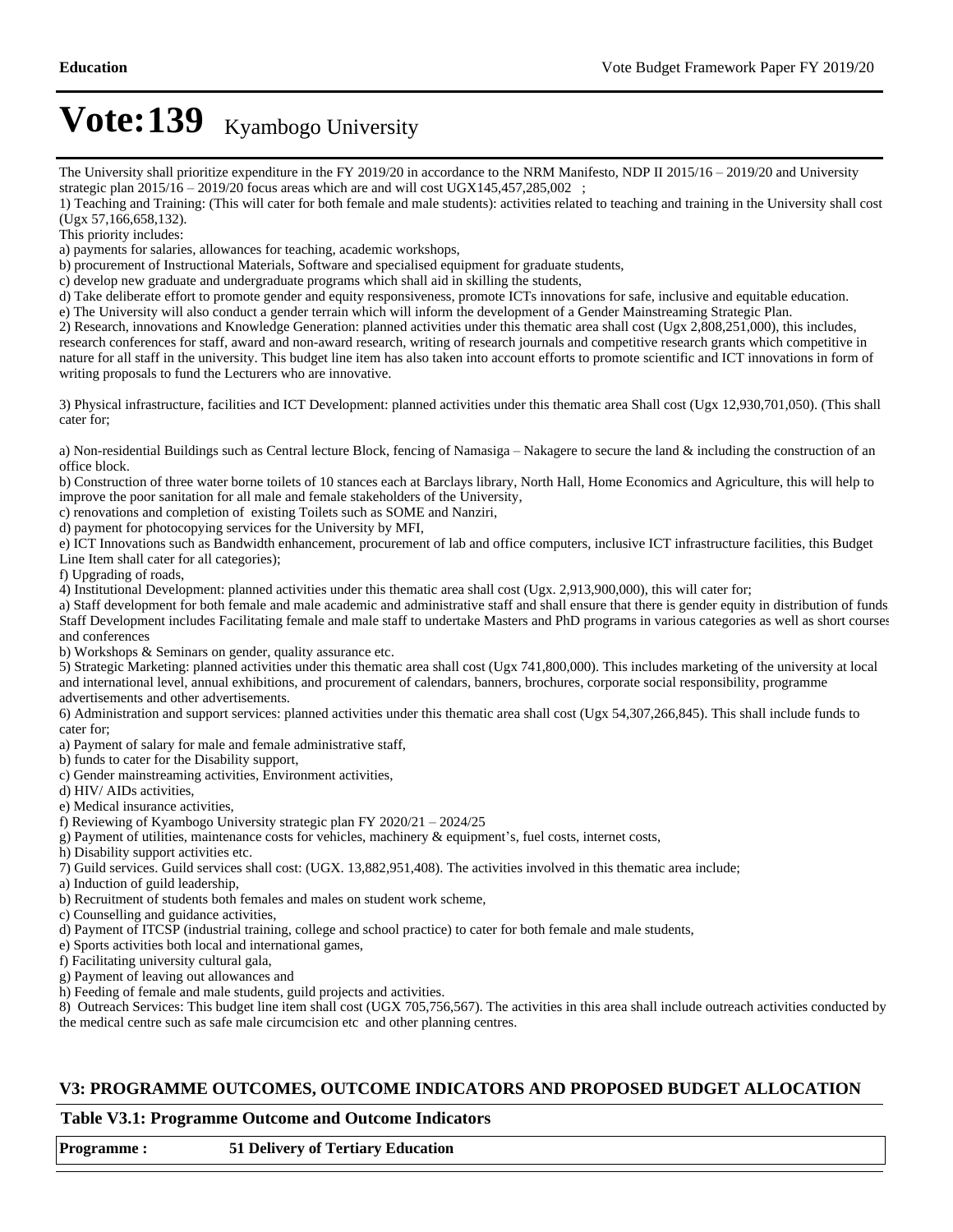# Vote:139 Kyambogo University

The University shall prioritize expenditure in the FY 2019/20 in accordance to the NRM Manifesto, NDP II 2015/16 – 2019/20 and University strategic plan 2015/16 – 2019/20 focus areas which are and will cost UGX145,457,285,002 ;

1) Teaching and Training: (This will cater for both female and male students): activities related to teaching and training in the University shall cost (Ugx 57,166,658,132).

This priority includes:

a) payments for salaries, allowances for teaching, academic workshops,
b) procurement of Instructional Materials, Software and specialised equipment for graduate students,
c) develop new graduate and undergraduate programs which shall aid in skilling the students,
d) Take deliberate effort to promote gender and equity responsiveness, promote ICTs innovations for safe, inclusive and equitable education.
e) The University will also conduct a gender terrain which will inform the development of a Gender Mainstreaming Strategic Plan.

2) Research, innovations and Knowledge Generation: planned activities under this thematic area shall cost (Ugx 2,808,251,000), this includes, research conferences for staff, award and non-award research, writing of research journals and competitive research grants which competitive in nature for all staff in the university. This budget line item has also taken into account efforts to promote scientific and ICT innovations in form of writing proposals to fund the Lecturers who are innovative.

3) Physical infrastructure, facilities and ICT Development: planned activities under this thematic area Shall cost (Ugx 12,930,701,050). (This shall cater for;

a) Non-residential Buildings such as Central lecture Block, fencing of Namasiga – Nakagere to secure the land & including the construction of an office block.
b) Construction of three water borne toilets of 10 stances each at Barclays library, North Hall, Home Economics and Agriculture, this will help to improve the poor sanitation for all male and female stakeholders of the University,
c) renovations and completion of existing Toilets such as SOME and Nanziri,
d) payment for photocopying services for the University by MFI,
e) ICT Innovations such as Bandwidth enhancement, procurement of lab and office computers, inclusive ICT infrastructure facilities, this Budget Line Item shall cater for all categories);
f) Upgrading of roads,

4) Institutional Development: planned activities under this thematic area shall cost (Ugx. 2,913,900,000), this will cater for;

a) Staff development for both female and male academic and administrative staff and shall ensure that there is gender equity in distribution of funds. Staff Development includes Facilitating female and male staff to undertake Masters and PhD programs in various categories as well as short courses and conferences
b) Workshops & Seminars on gender, quality assurance etc.

5) Strategic Marketing: planned activities under this thematic area shall cost (Ugx 741,800,000). This includes marketing of the university at local and international level, annual exhibitions, and procurement of calendars, banners, brochures, corporate social responsibility, programme advertisements and other advertisements.

6) Administration and support services: planned activities under this thematic area shall cost (Ugx 54,307,266,845). This shall include funds to cater for;

a) Payment of salary for male and female administrative staff,
b) funds to cater for the Disability support,
c) Gender mainstreaming activities, Environment activities,
d) HIV/ AIDs activities,
e) Medical insurance activities,
f) Reviewing of Kyambogo University strategic plan FY 2020/21 – 2024/25
g) Payment of utilities, maintenance costs for vehicles, machinery & equipment's, fuel costs, internet costs,
h) Disability support activities etc.

7) Guild services. Guild services shall cost: (UGX. 13,882,951,408). The activities involved in this thematic area include;

a) Induction of guild leadership,
b) Recruitment of students both females and males on student work scheme,
c) Counselling and guidance activities,
d) Payment of ITCSP (industrial training, college and school practice) to cater for both female and male students,
e) Sports activities both local and international games,
f) Facilitating university cultural gala,
g) Payment of leaving out allowances and
h) Feeding of female and male students, guild projects and activities.

8) Outreach Services: This budget line item shall cost (UGX 705,756,567). The activities in this area shall include outreach activities conducted by the medical centre such as safe male circumcision etc and other planning centres.

## V3: PROGRAMME OUTCOMES, OUTCOME INDICATORS AND PROPOSED BUDGET ALLOCATION

### Table V3.1: Programme Outcome and Outcome Indicators

| **Programme :** | **51 Delivery of Tertiary Education** |
|---|---|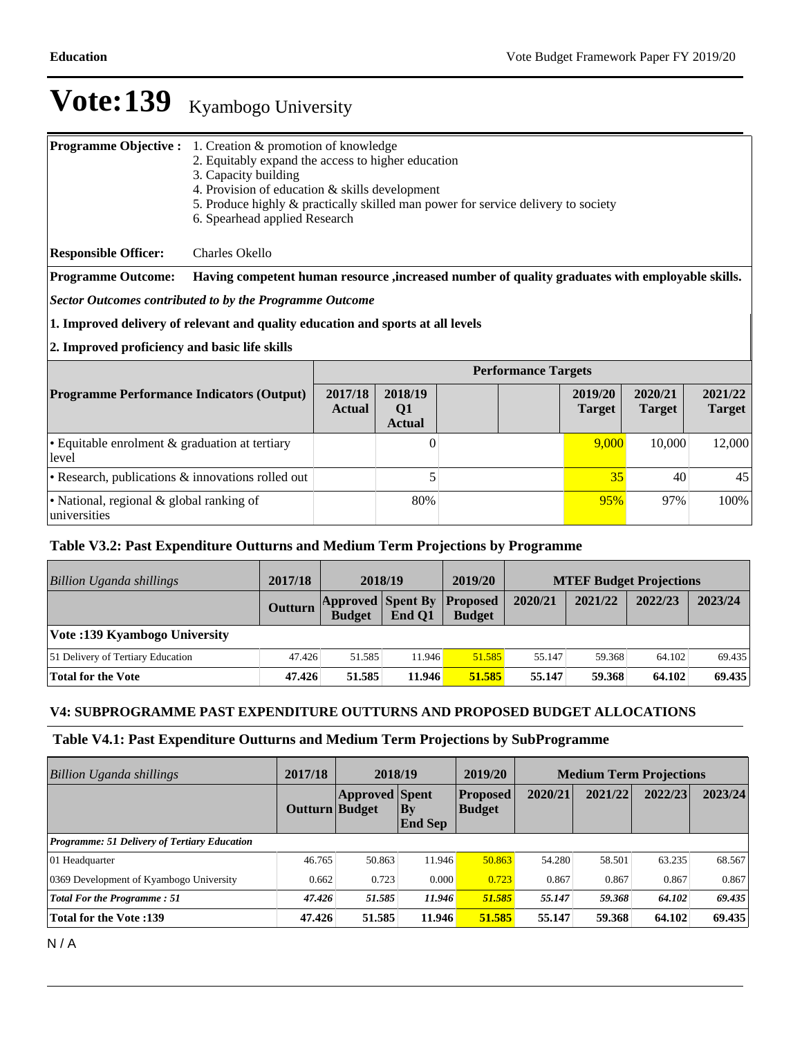# Vote:139 Kyambogo University

| | |
|---|---|
| **Programme Objective :** | 1. Creation & promotion of knowledge<br>2. Equitably expand the access to higher education<br>3. Capacity building<br>4. Provision of education & skills development<br>5. Produce highly & practically skilled man power for service delivery to society<br>6. Spearhead applied Research |
| **Responsible Officer:** | Charles Okello |
| **Programme Outcome:** | **Having competent human resource ,increased number of quality graduates with employable skills.** |

***Sector Outcomes contributed to by the Programme Outcome***

**1. Improved delivery of relevant and quality education and sports at all levels**

**2. Improved proficiency and basic life skills**

| | Performance Targets | | | | | | |
|---|---|---|---|---|---|---|---|
| **Programme Performance Indicators (Output)** | **2017/18 Actual** | **2018/19 Q1 Actual** | | | **2019/20 Target** | **2020/21 Target** | **2021/22 Target** |
| • Equitable enrolment & graduation at tertiary level | | 0 | | | 9,000 | 10,000 | 12,000 |
| • Research, publications & innovations rolled out | | 5 | | | 35 | 40 | 45 |
| • National, regional & global ranking of universities | | 80% | | | 95% | 97% | 100% |

### Table V3.2: Past Expenditure Outturns and Medium Term Projections by Programme

| *Billion Uganda shillings* | 2017/18 | 2018/19 | | 2019/20 | MTEF Budget Projections | | | |
|---|---|---|---|---|---|---|---|---|
| | **Outturn** | **Approved Budget** | **Spent By End Q1** | **Proposed Budget** | **2020/21** | **2021/22** | **2022/23** | **2023/24** |
| **Vote :139 Kyambogo University** | | | | | | | | |
| 51 Delivery of Tertiary Education | 47.426 | 51.585 | 11.946 | 51.585 | 55.147 | 59.368 | 64.102 | 69.435 |
| **Total for the Vote** | **47.426** | **51.585** | **11.946** | **51.585** | **55.147** | **59.368** | **64.102** | **69.435** |

### V4: SUBPROGRAMME PAST EXPENDITURE OUTTURNS AND PROPOSED BUDGET ALLOCATIONS

### Table V4.1: Past Expenditure Outturns and Medium Term Projections by SubProgramme

| *Billion Uganda shillings* | 2017/18 | 2018/19 | | 2019/20 | Medium Term Projections | | | |
|---|---|---|---|---|---|---|---|---|
| | **Outturn** | **Approved Budget** | **Spent By End Sep** | **Proposed Budget** | **2020/21** | **2021/22** | **2022/23** | **2023/24** |
| ***Programme: 51 Delivery of Tertiary Education*** | | | | | | | | |
| 01 Headquarter | 46.765 | 50.863 | 11.946 | 50.863 | 54.280 | 58.501 | 63.235 | 68.567 |
| 0369 Development of Kyambogo University | 0.662 | 0.723 | 0.000 | 0.723 | 0.867 | 0.867 | 0.867 | 0.867 |
| ***Total For the Programme : 51*** | ***47.426*** | ***51.585*** | ***11.946*** | ***51.585*** | ***55.147*** | ***59.368*** | ***64.102*** | ***69.435*** |
| **Total for the Vote :139** | **47.426** | **51.585** | **11.946** | **51.585** | **55.147** | **59.368** | **64.102** | **69.435** |

N / A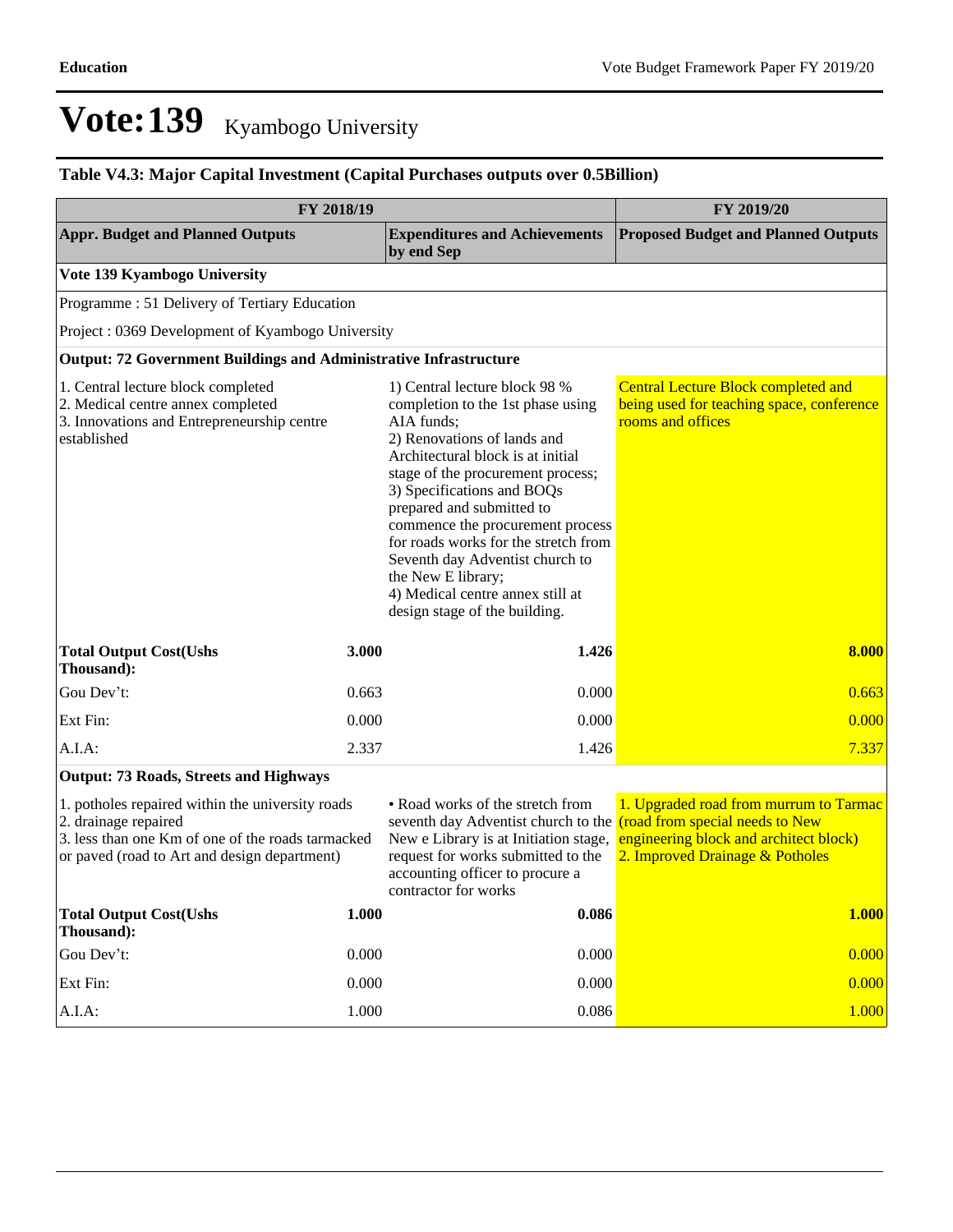# Vote:139 Kyambogo University

### Table V4.3: Major Capital Investment (Capital Purchases outputs over 0.5Billion)

| FY 2018/19 | | | FY 2019/20 |
|---|---|---|---|
| **Appr. Budget and Planned Outputs** | | **Expenditures and Achievements by end Sep** | **Proposed Budget and Planned Outputs** |
| **Vote 139 Kyambogo University** | | | |
| Programme : 51 Delivery of Tertiary Education | | | |
| Project : 0369 Development of Kyambogo University | | | |
| **Output: 72 Government Buildings and Administrative Infrastructure** | | | |
| 1. Central lecture block completed<br>2. Medical centre annex completed<br>3. Innovations and Entrepreneurship centre established | | 1) Central lecture block 98 % completion to the 1st phase using AIA funds;<br>2) Renovations of lands and Architectural block is at initial stage of the procurement process;<br>3) Specifications and BOQs prepared and submitted to commence the procurement process for roads works for the stretch from Seventh day Adventist church to the New E library;<br>4) Medical centre annex still at design stage of the building. | Central Lecture Block completed and being used for teaching space, conference rooms and offices |
| **Total Output Cost(Ushs Thousand):** | **3.000** | **1.426** | **8.000** |
| Gou Dev't: | 0.663 | 0.000 | 0.663 |
| Ext Fin: | 0.000 | 0.000 | 0.000 |
| A.I.A: | 2.337 | 1.426 | 7.337 |
| **Output: 73 Roads, Streets and Highways** | | | |
| 1. potholes repaired within the university roads<br>2. drainage repaired<br>3. less than one Km of one of the roads tarmacked or paved (road to Art and design department) | | • Road works of the stretch from seventh day Adventist church to the New e Library is at Initiation stage, request for works submitted to the accounting officer to procure a contractor for works | 1. Upgraded road from murrum to Tarmac (road from special needs to New engineering block and architect block)<br>2. Improved Drainage & Potholes |
| **Total Output Cost(Ushs Thousand):** | **1.000** | **0.086** | **1.000** |
| Gou Dev't: | 0.000 | 0.000 | 0.000 |
| Ext Fin: | 0.000 | 0.000 | 0.000 |
| A.I.A: | 1.000 | 0.086 | 1.000 |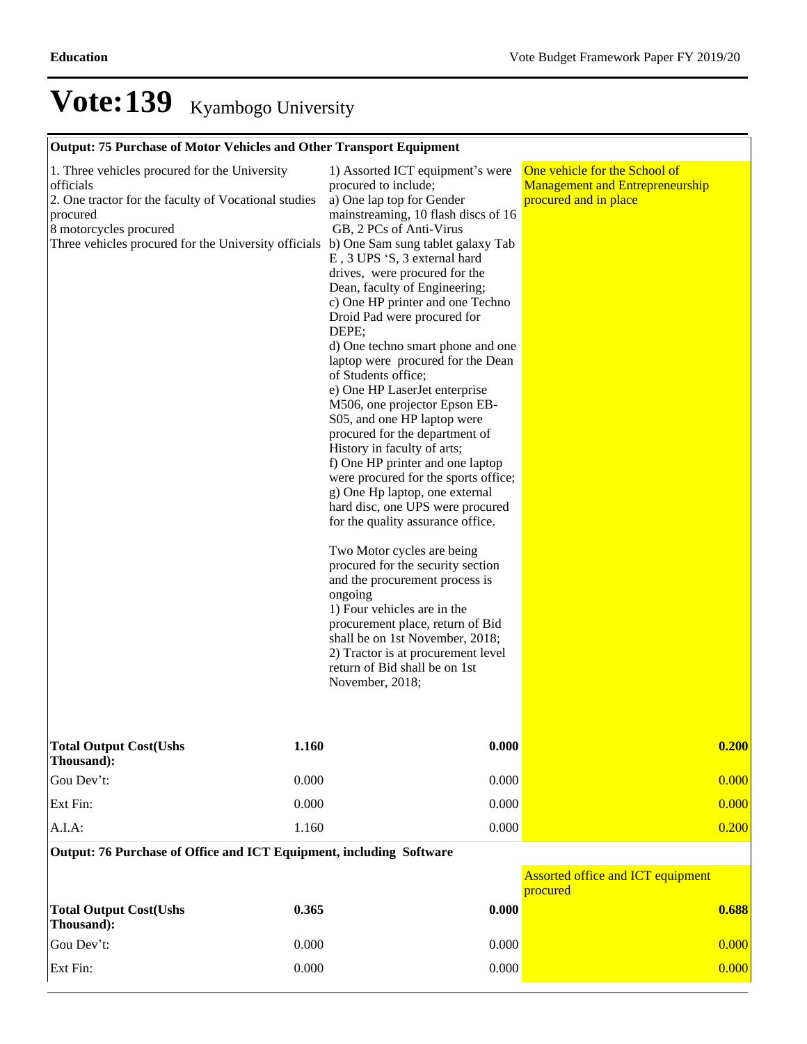# Vote:139 Kyambogo University

| Output: 75 Purchase of Motor Vehicles and Other Transport Equipment | | | |
|---|---|---|---|
| 1. Three vehicles procured for the University officials<br>2. One tractor for the faculty of Vocational studies procured<br>8 motorcycles procured<br>Three vehicles procured for the University officials | | 1) Assorted ICT equipment's were procured to include;<br>a) One lap top for Gender mainstreaming, 10 flash discs of 16 GB, 2 PCs of Anti-Virus<br>b) One Sam sung tablet galaxy Tab E , 3 UPS 'S, 3 external hard drives, were procured for the Dean, faculty of Engineering;<br>c) One HP printer and one Techno Droid Pad were procured for DEPE;<br>d) One techno smart phone and one laptop were procured for the Dean of Students office;<br>e) One HP LaserJet enterprise M506, one projector Epson EB-S05, and one HP laptop were procured for the department of History in faculty of arts;<br>f) One HP printer and one laptop were procured for the sports office;<br>g) One Hp laptop, one external hard disc, one UPS were procured for the quality assurance office.<br><br>Two Motor cycles are being procured for the security section and the procurement process is ongoing<br>1) Four vehicles are in the procurement place, return of Bid shall be on 1st November, 2018;<br>2) Tractor is at procurement level return of Bid shall be on 1st November, 2018; | One vehicle for the School of Management and Entrepreneurship procured and in place |
| **Total Output Cost(Ushs Thousand):** | **1.160** | **0.000** | **0.200** |
| Gou Dev't: | 0.000 | 0.000 | 0.000 |
| Ext Fin: | 0.000 | 0.000 | 0.000 |
| A.I.A: | 1.160 | 0.000 | 0.200 |
| **Output: 76 Purchase of Office and ICT Equipment, including Software** | | | |
| | | | Assorted office and ICT equipment procured |
| **Total Output Cost(Ushs Thousand):** | **0.365** | **0.000** | **0.688** |
| Gou Dev't: | 0.000 | 0.000 | 0.000 |
| Ext Fin: | 0.000 | 0.000 | 0.000 |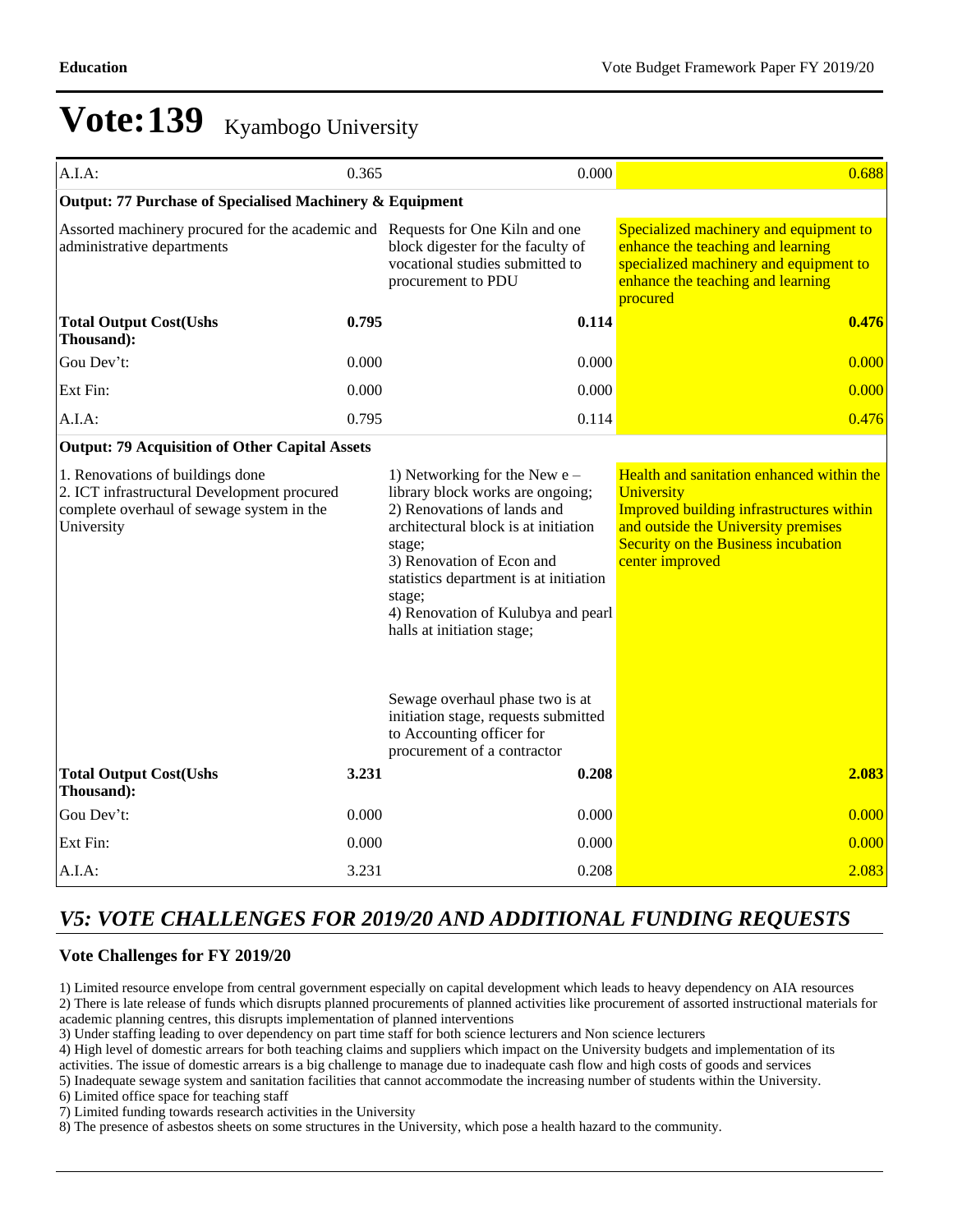# Vote:139 Kyambogo University

| | | | |
|---|---|---|---|
| A.I.A: | 0.365 | 0.000 | 0.688 |
| **Output: 77 Purchase of Specialised Machinery & Equipment** | | | |
| Assorted machinery procured for the academic and administrative departments | | Requests for One Kiln and one block digester for the faculty of vocational studies submitted to procurement to PDU | Specialized machinery and equipment to enhance the teaching and learning specialized machinery and equipment to enhance the teaching and learning procured |
| **Total Output Cost(Ushs Thousand):** | **0.795** | **0.114** | **0.476** |
| Gou Dev't: | 0.000 | 0.000 | 0.000 |
| Ext Fin: | 0.000 | 0.000 | 0.000 |
| A.I.A: | 0.795 | 0.114 | 0.476 |
| **Output: 79 Acquisition of Other Capital Assets** | | | |
| 1. Renovations of buildings done<br>2. ICT infrastructural Development procured complete overhaul of sewage system in the University | | 1) Networking for the New e – library block works are ongoing;<br>2) Renovations of lands and architectural block is at initiation stage;<br>3) Renovation of Econ and statistics department is at initiation stage;<br>4) Renovation of Kulubya and pearl halls at initiation stage;<br><br>Sewage overhaul phase two is at initiation stage, requests submitted to Accounting officer for procurement of a contractor | Health and sanitation enhanced within the University<br>Improved building infrastructures within and outside the University premises<br>Security on the Business incubation center improved |
| **Total Output Cost(Ushs Thousand):** | **3.231** | **0.208** | **2.083** |
| Gou Dev't: | 0.000 | 0.000 | 0.000 |
| Ext Fin: | 0.000 | 0.000 | 0.000 |
| A.I.A: | 3.231 | 0.208 | 2.083 |

## *V5: VOTE CHALLENGES FOR 2019/20 AND ADDITIONAL FUNDING REQUESTS*

### Vote Challenges for FY 2019/20

1) Limited resource envelope from central government especially on capital development which leads to heavy dependency on AIA resources
2) There is late release of funds which disrupts planned procurements of planned activities like procurement of assorted instructional materials for academic planning centres, this disrupts implementation of planned interventions
3) Under staffing leading to over dependency on part time staff for both science lecturers and Non science lecturers
4) High level of domestic arrears for both teaching claims and suppliers which impact on the University budgets and implementation of its activities. The issue of domestic arrears is a big challenge to manage due to inadequate cash flow and high costs of goods and services
5) Inadequate sewage system and sanitation facilities that cannot accommodate the increasing number of students within the University.
6) Limited office space for teaching staff
7) Limited funding towards research activities in the University
8) The presence of asbestos sheets on some structures in the University, which pose a health hazard to the community.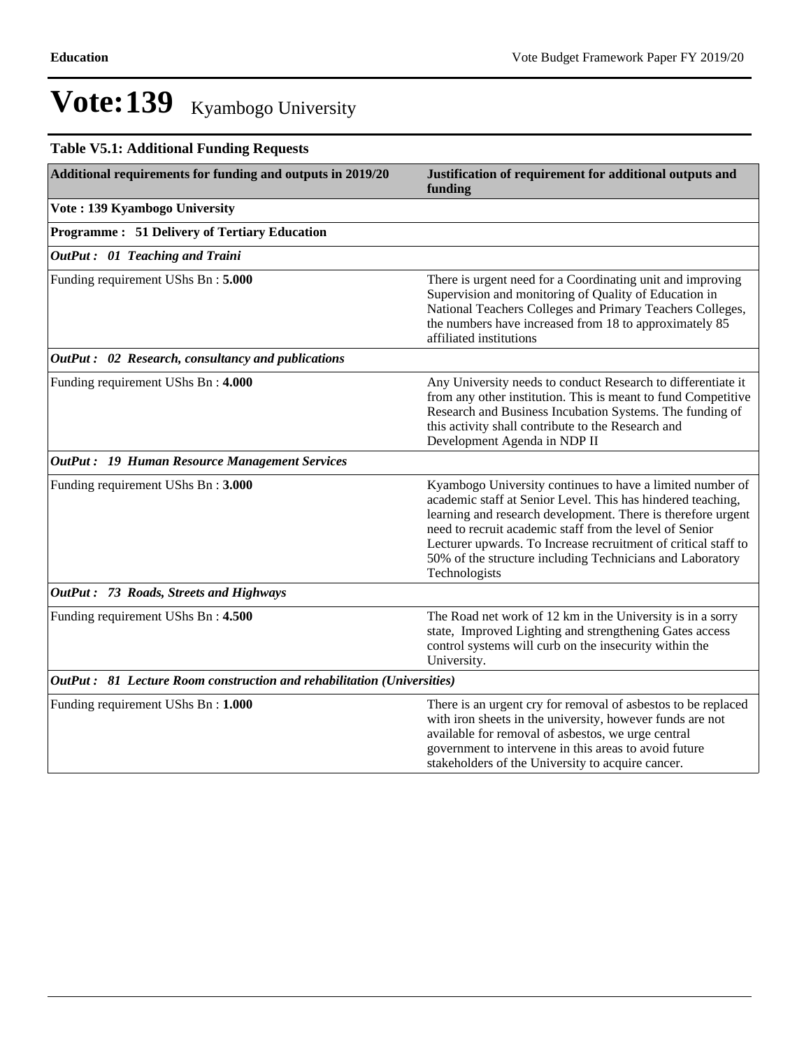# Vote:139 Kyambogo University

**Table V5.1: Additional Funding Requests**

| Additional requirements for funding and outputs in 2019/20 | Justification of requirement for additional outputs and funding |
|---|---|
| **Vote : 139 Kyambogo University** | |
| **Programme : 51 Delivery of Tertiary Education** | |
| ***OutPut : 01 Teaching and Traini*** | |
| Funding requirement UShs Bn : **5.000** | There is urgent need for a Coordinating unit and improving Supervision and monitoring of Quality of Education in National Teachers Colleges and Primary Teachers Colleges, the numbers have increased from 18 to approximately 85 affiliated institutions |
| ***OutPut : 02 Research, consultancy and publications*** | |
| Funding requirement UShs Bn : **4.000** | Any University needs to conduct Research to differentiate it from any other institution. This is meant to fund Competitive Research and Business Incubation Systems. The funding of this activity shall contribute to the Research and Development Agenda in NDP II |
| ***OutPut : 19 Human Resource Management Services*** | |
| Funding requirement UShs Bn : **3.000** | Kyambogo University continues to have a limited number of academic staff at Senior Level. This has hindered teaching, learning and research development. There is therefore urgent need to recruit academic staff from the level of Senior Lecturer upwards. To Increase recruitment of critical staff to 50% of the structure including Technicians and Laboratory Technologists |
| ***OutPut : 73 Roads, Streets and Highways*** | |
| Funding requirement UShs Bn : **4.500** | The Road net work of 12 km in the University is in a sorry state, Improved Lighting and strengthening Gates access control systems will curb on the insecurity within the University. |
| ***OutPut : 81 Lecture Room construction and rehabilitation (Universities)*** | |
| Funding requirement UShs Bn : **1.000** | There is an urgent cry for removal of asbestos to be replaced with iron sheets in the university, however funds are not available for removal of asbestos, we urge central government to intervene in this areas to avoid future stakeholders of the University to acquire cancer. |